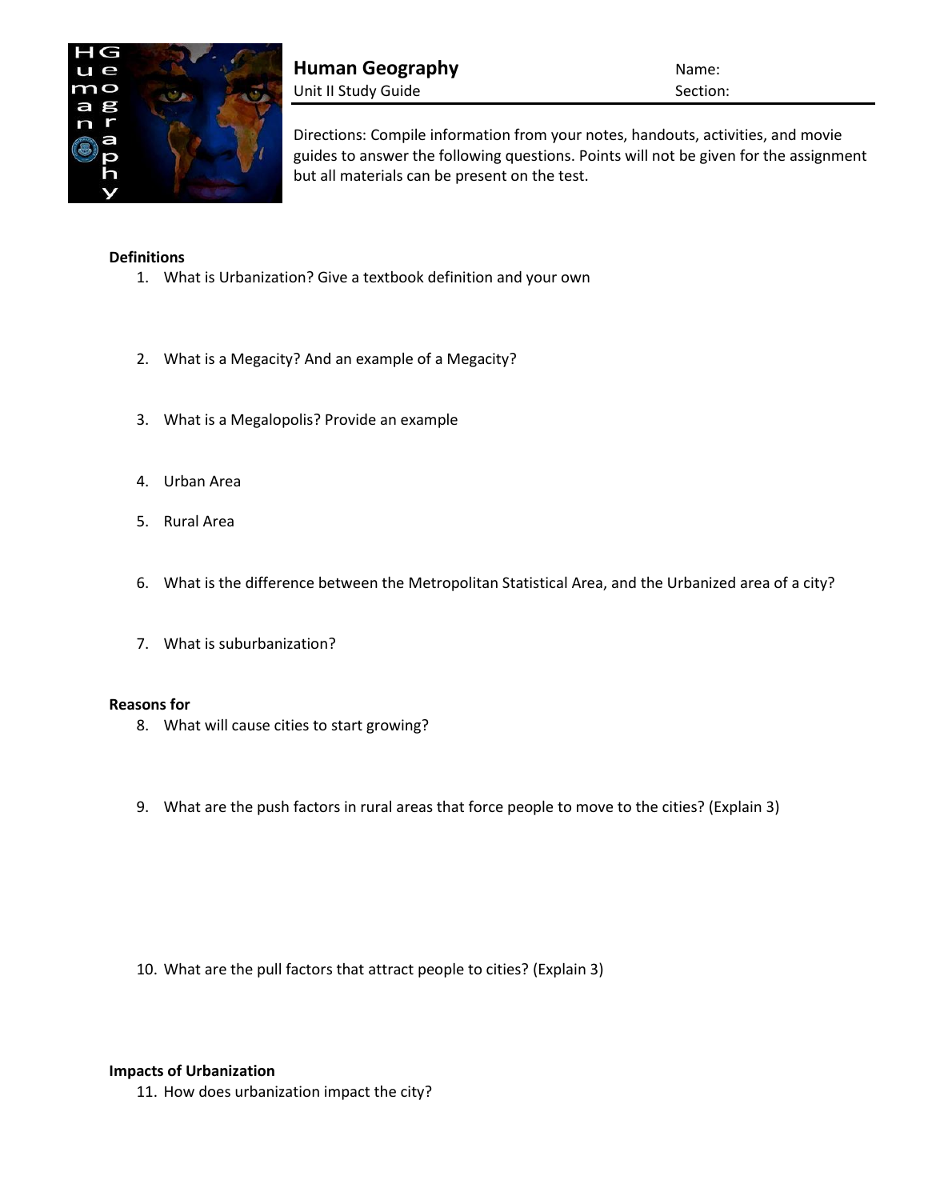# Human Geography

Unit II Study Guide

Name:

Section:

Directions: Compile information from your notes, handouts, activities, and movie guides to answer the following questions. Points will not be given for the assignment but all materials can be present on the test.

**Definitions**

1. What is Urbanization? Give a textbook definition and your own
2. What is a Megacity? And an example of a Megacity?
3. What is a Megalopolis? Provide an example
4. Urban Area
5. Rural Area
6. What is the difference between the Metropolitan Statistical Area, and the Urbanized area of a city?
7. What is suburbanization?

**Reasons for**

8. What will cause cities to start growing?
9. What are the push factors in rural areas that force people to move to the cities? (Explain 3)
10. What are the pull factors that attract people to cities? (Explain 3)

**Impacts of Urbanization**

11. How does urbanization impact the city?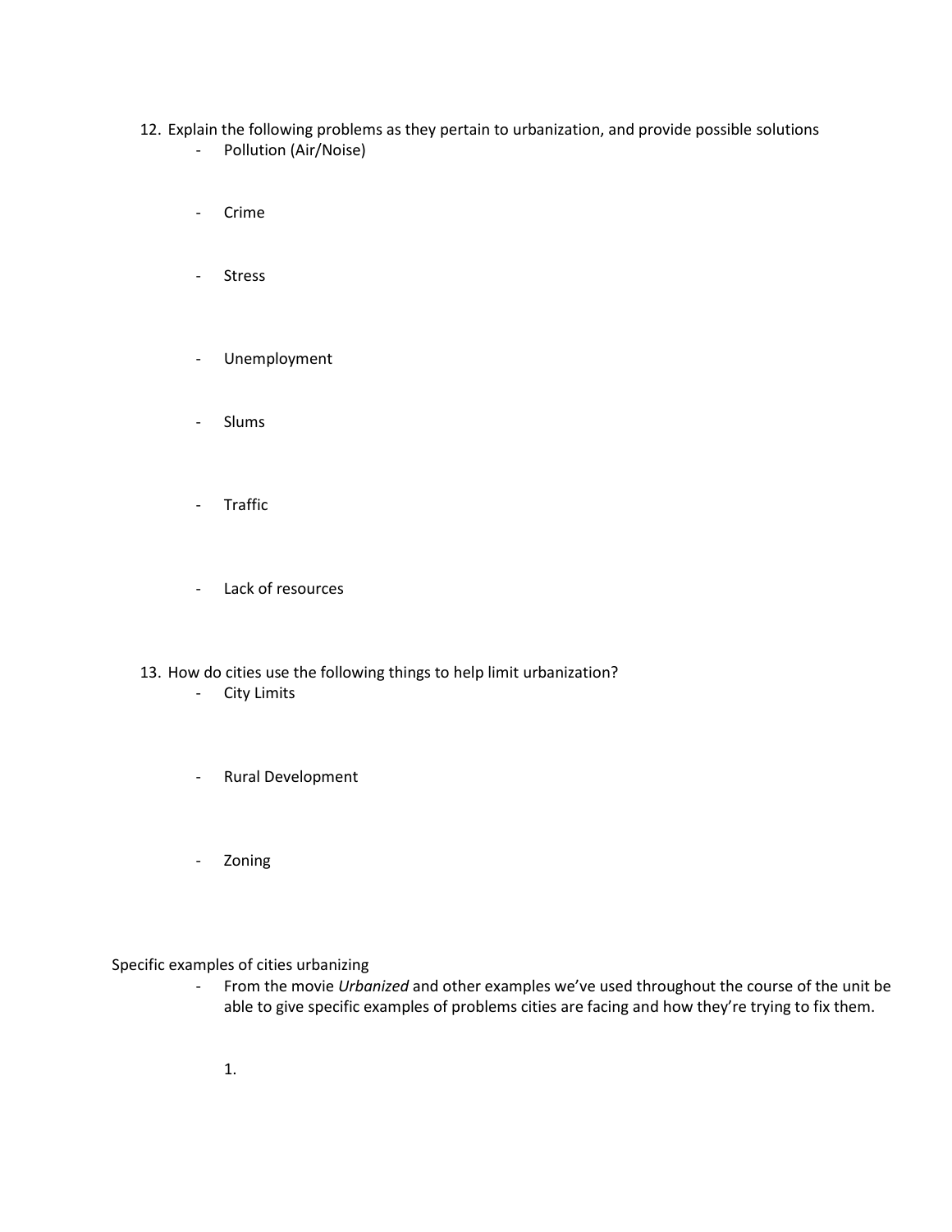12. Explain the following problems as they pertain to urbanization, and provide possible solutions
    - Pollution (Air/Noise)

    - Crime

    - Stress

    - Unemployment

    - Slums

    - Traffic

    - Lack of resources

13. How do cities use the following things to help limit urbanization?
    - City Limits

    - Rural Development

    - Zoning

Specific examples of cities urbanizing

- From the movie *Urbanized* and other examples we've used throughout the course of the unit be able to give specific examples of problems cities are facing and how they're trying to fix them.

  1.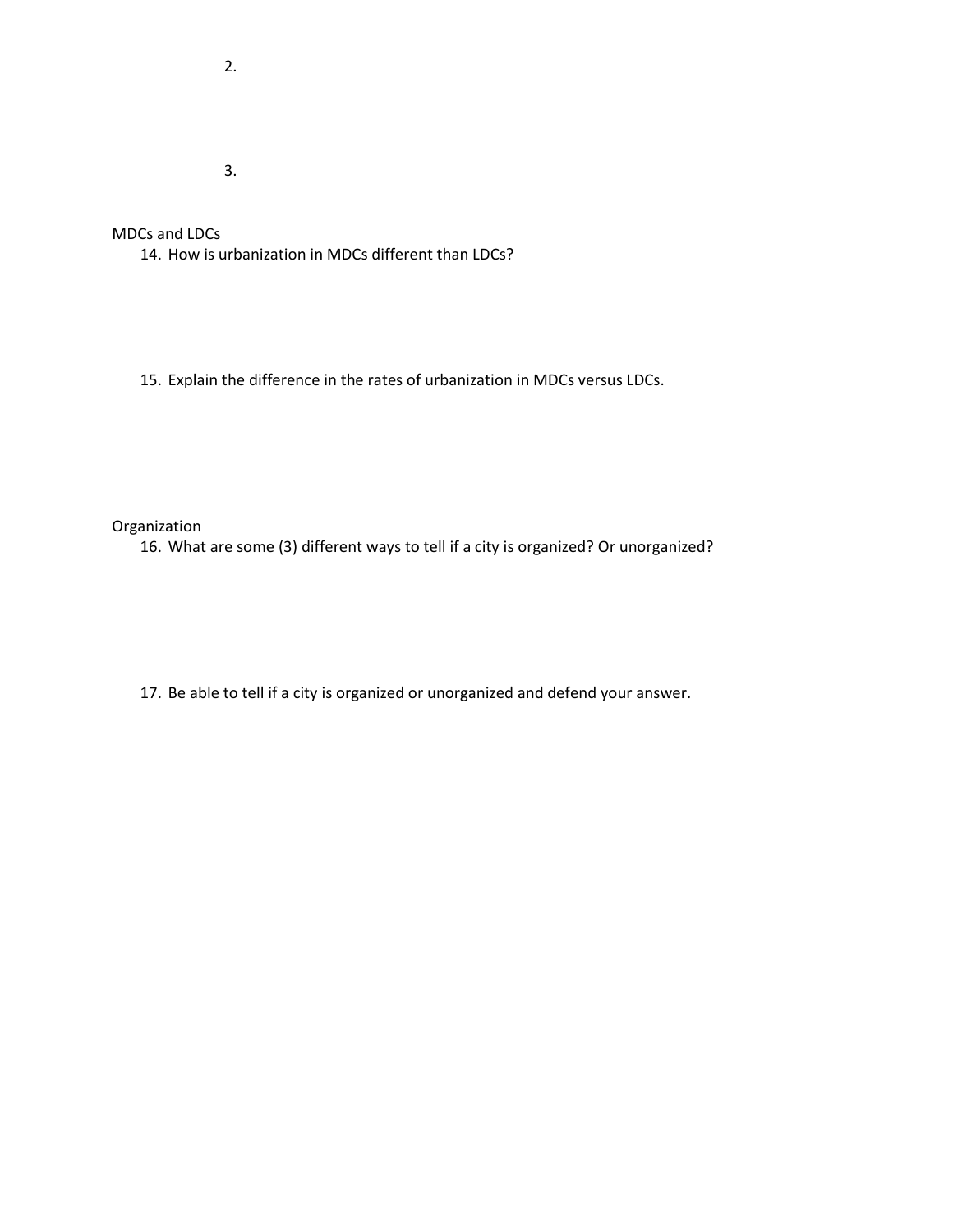2.

3.

MDCs and LDCs

14. How is urbanization in MDCs different than LDCs?

15. Explain the difference in the rates of urbanization in MDCs versus LDCs.

Organization

16. What are some (3) different ways to tell if a city is organized? Or unorganized?

17. Be able to tell if a city is organized or unorganized and defend your answer.